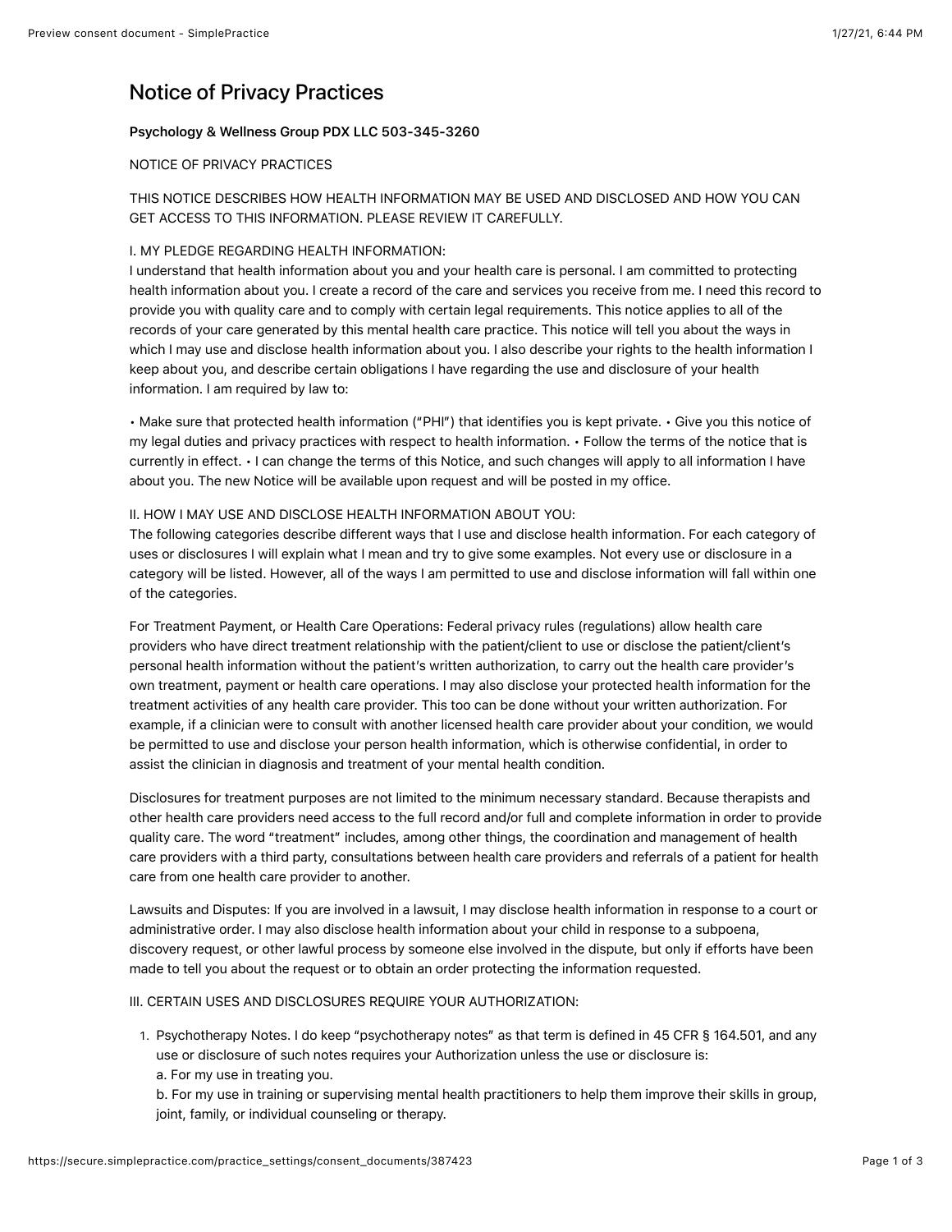# Notice of Privacy Practices

**Psychology & Wellness Group PDX LLC 503-345-3260**

NOTICE OF PRIVACY PRACTICES

THIS NOTICE DESCRIBES HOW HEALTH INFORMATION MAY BE USED AND DISCLOSED AND HOW YOU CAN GET ACCESS TO THIS INFORMATION. PLEASE REVIEW IT CAREFULLY.

I. MY PLEDGE REGARDING HEALTH INFORMATION:
I understand that health information about you and your health care is personal. I am committed to protecting health information about you. I create a record of the care and services you receive from me. I need this record to provide you with quality care and to comply with certain legal requirements. This notice applies to all of the records of your care generated by this mental health care practice. This notice will tell you about the ways in which I may use and disclose health information about you. I also describe your rights to the health information I keep about you, and describe certain obligations I have regarding the use and disclosure of your health information. I am required by law to:

• Make sure that protected health information ("PHI") that identifies you is kept private. • Give you this notice of my legal duties and privacy practices with respect to health information. • Follow the terms of the notice that is currently in effect. • I can change the terms of this Notice, and such changes will apply to all information I have about you. The new Notice will be available upon request and will be posted in my office.

II. HOW I MAY USE AND DISCLOSE HEALTH INFORMATION ABOUT YOU:
The following categories describe different ways that I use and disclose health information. For each category of uses or disclosures I will explain what I mean and try to give some examples. Not every use or disclosure in a category will be listed. However, all of the ways I am permitted to use and disclose information will fall within one of the categories.

For Treatment Payment, or Health Care Operations: Federal privacy rules (regulations) allow health care providers who have direct treatment relationship with the patient/client to use or disclose the patient/client's personal health information without the patient's written authorization, to carry out the health care provider's own treatment, payment or health care operations. I may also disclose your protected health information for the treatment activities of any health care provider. This too can be done without your written authorization. For example, if a clinician were to consult with another licensed health care provider about your condition, we would be permitted to use and disclose your person health information, which is otherwise confidential, in order to assist the clinician in diagnosis and treatment of your mental health condition.

Disclosures for treatment purposes are not limited to the minimum necessary standard. Because therapists and other health care providers need access to the full record and/or full and complete information in order to provide quality care. The word "treatment" includes, among other things, the coordination and management of health care providers with a third party, consultations between health care providers and referrals of a patient for health care from one health care provider to another.

Lawsuits and Disputes: If you are involved in a lawsuit, I may disclose health information in response to a court or administrative order. I may also disclose health information about your child in response to a subpoena, discovery request, or other lawful process by someone else involved in the dispute, but only if efforts have been made to tell you about the request or to obtain an order protecting the information requested.

III. CERTAIN USES AND DISCLOSURES REQUIRE YOUR AUTHORIZATION:

1. Psychotherapy Notes. I do keep "psychotherapy notes" as that term is defined in 45 CFR § 164.501, and any use or disclosure of such notes requires your Authorization unless the use or disclosure is:
   a. For my use in treating you.
   b. For my use in training or supervising mental health practitioners to help them improve their skills in group, joint, family, or individual counseling or therapy.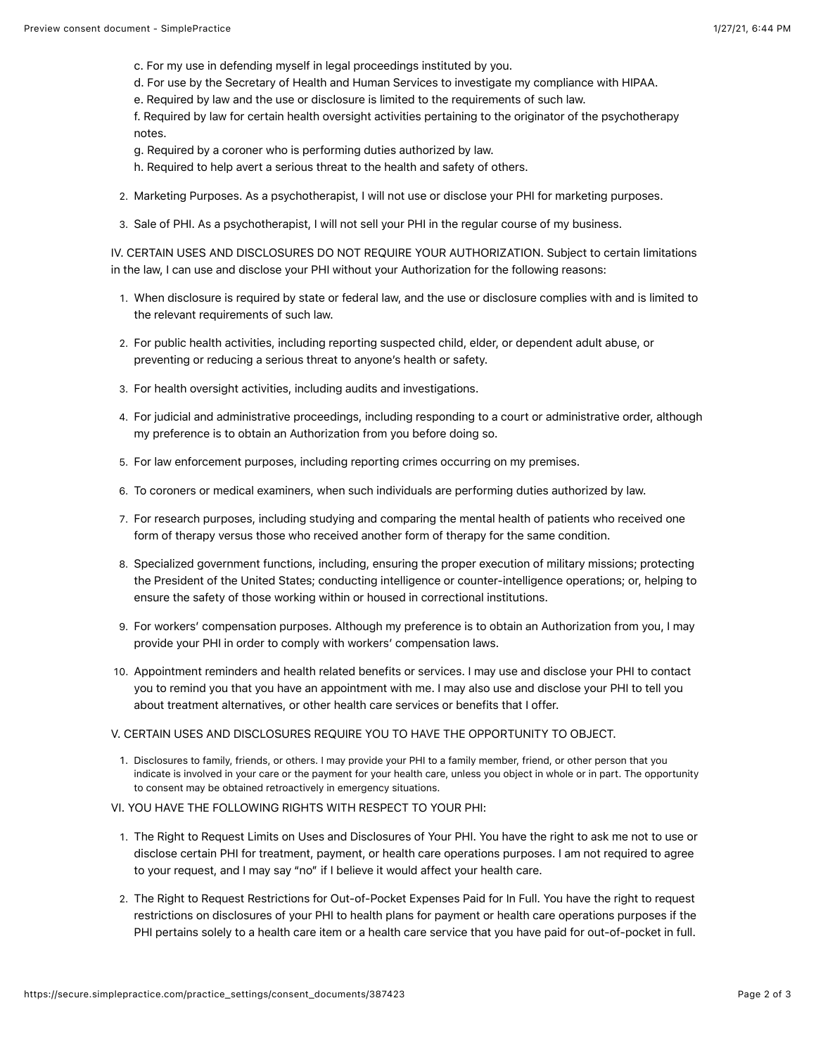c. For my use in defending myself in legal proceedings instituted by you.

d. For use by the Secretary of Health and Human Services to investigate my compliance with HIPAA.

e. Required by law and the use or disclosure is limited to the requirements of such law.

f. Required by law for certain health oversight activities pertaining to the originator of the psychotherapy notes.

g. Required by a coroner who is performing duties authorized by law.

h. Required to help avert a serious threat to the health and safety of others.

2. Marketing Purposes. As a psychotherapist, I will not use or disclose your PHI for marketing purposes.
3. Sale of PHI. As a psychotherapist, I will not sell your PHI in the regular course of my business.

IV. CERTAIN USES AND DISCLOSURES DO NOT REQUIRE YOUR AUTHORIZATION. Subject to certain limitations in the law, I can use and disclose your PHI without your Authorization for the following reasons:

1. When disclosure is required by state or federal law, and the use or disclosure complies with and is limited to the relevant requirements of such law.
2. For public health activities, including reporting suspected child, elder, or dependent adult abuse, or preventing or reducing a serious threat to anyone's health or safety.
3. For health oversight activities, including audits and investigations.
4. For judicial and administrative proceedings, including responding to a court or administrative order, although my preference is to obtain an Authorization from you before doing so.
5. For law enforcement purposes, including reporting crimes occurring on my premises.
6. To coroners or medical examiners, when such individuals are performing duties authorized by law.
7. For research purposes, including studying and comparing the mental health of patients who received one form of therapy versus those who received another form of therapy for the same condition.
8. Specialized government functions, including, ensuring the proper execution of military missions; protecting the President of the United States; conducting intelligence or counter-intelligence operations; or, helping to ensure the safety of those working within or housed in correctional institutions.
9. For workers' compensation purposes. Although my preference is to obtain an Authorization from you, I may provide your PHI in order to comply with workers' compensation laws.
10. Appointment reminders and health related benefits or services. I may use and disclose your PHI to contact you to remind you that you have an appointment with me. I may also use and disclose your PHI to tell you about treatment alternatives, or other health care services or benefits that I offer.

V. CERTAIN USES AND DISCLOSURES REQUIRE YOU TO HAVE THE OPPORTUNITY TO OBJECT.

1. Disclosures to family, friends, or others. I may provide your PHI to a family member, friend, or other person that you indicate is involved in your care or the payment for your health care, unless you object in whole or in part. The opportunity to consent may be obtained retroactively in emergency situations.

VI. YOU HAVE THE FOLLOWING RIGHTS WITH RESPECT TO YOUR PHI:

1. The Right to Request Limits on Uses and Disclosures of Your PHI. You have the right to ask me not to use or disclose certain PHI for treatment, payment, or health care operations purposes. I am not required to agree to your request, and I may say "no" if I believe it would affect your health care.
2. The Right to Request Restrictions for Out-of-Pocket Expenses Paid for In Full. You have the right to request restrictions on disclosures of your PHI to health plans for payment or health care operations purposes if the PHI pertains solely to a health care item or a health care service that you have paid for out-of-pocket in full.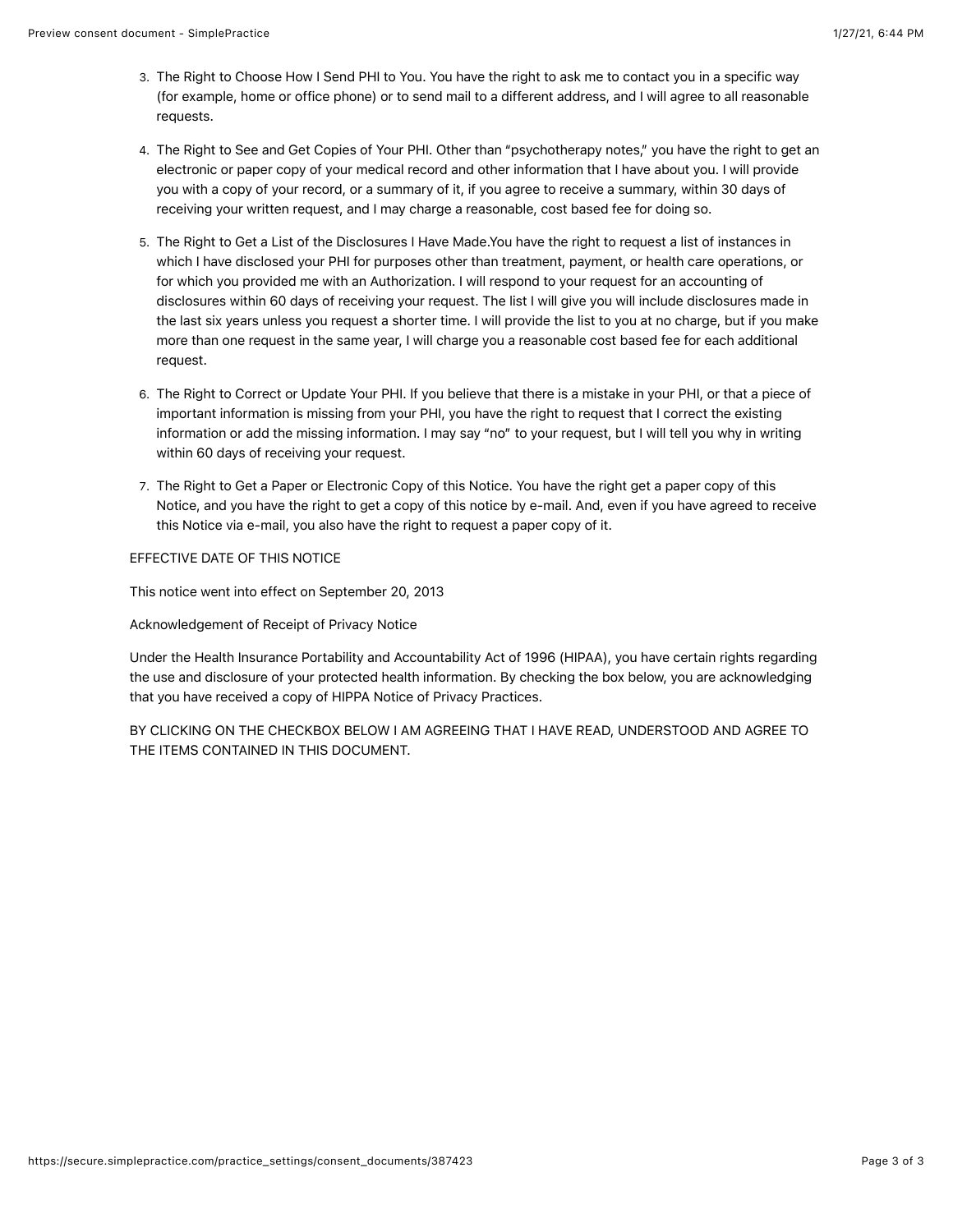3. The Right to Choose How I Send PHI to You. You have the right to ask me to contact you in a specific way (for example, home or office phone) or to send mail to a different address, and I will agree to all reasonable requests.

4. The Right to See and Get Copies of Your PHI. Other than "psychotherapy notes," you have the right to get an electronic or paper copy of your medical record and other information that I have about you. I will provide you with a copy of your record, or a summary of it, if you agree to receive a summary, within 30 days of receiving your written request, and I may charge a reasonable, cost based fee for doing so.

5. The Right to Get a List of the Disclosures I Have Made.You have the right to request a list of instances in which I have disclosed your PHI for purposes other than treatment, payment, or health care operations, or for which you provided me with an Authorization. I will respond to your request for an accounting of disclosures within 60 days of receiving your request. The list I will give you will include disclosures made in the last six years unless you request a shorter time. I will provide the list to you at no charge, but if you make more than one request in the same year, I will charge you a reasonable cost based fee for each additional request.

6. The Right to Correct or Update Your PHI. If you believe that there is a mistake in your PHI, or that a piece of important information is missing from your PHI, you have the right to request that I correct the existing information or add the missing information. I may say "no" to your request, but I will tell you why in writing within 60 days of receiving your request.

7. The Right to Get a Paper or Electronic Copy of this Notice. You have the right get a paper copy of this Notice, and you have the right to get a copy of this notice by e-mail. And, even if you have agreed to receive this Notice via e-mail, you also have the right to request a paper copy of it.

EFFECTIVE DATE OF THIS NOTICE

This notice went into effect on September 20, 2013

Acknowledgement of Receipt of Privacy Notice

Under the Health Insurance Portability and Accountability Act of 1996 (HIPAA), you have certain rights regarding the use and disclosure of your protected health information. By checking the box below, you are acknowledging that you have received a copy of HIPPA Notice of Privacy Practices.

BY CLICKING ON THE CHECKBOX BELOW I AM AGREEING THAT I HAVE READ, UNDERSTOOD AND AGREE TO THE ITEMS CONTAINED IN THIS DOCUMENT.